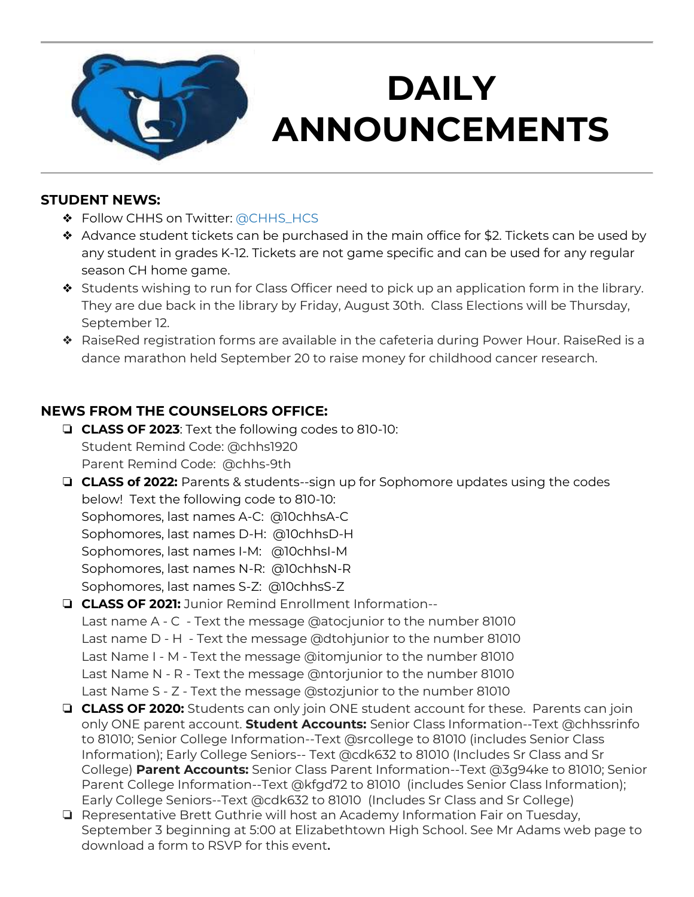# DAILY ANNOUNCEMENTS

## STUDENT NEWS:

- Follow CHHS on Twitter: @CHHS_HCS
- Advance student tickets can be purchased in the main office for $2. Tickets can be used by any student in grades K-12. Tickets are not game specific and can be used for any regular season CH home game.
- Students wishing to run for Class Officer need to pick up an application form in the library. They are due back in the library by Friday, August 30th. Class Elections will be Thursday, September 12.
- RaiseRed registration forms are available in the cafeteria during Power Hour. RaiseRed is a dance marathon held September 20 to raise money for childhood cancer research.

## NEWS FROM THE COUNSELORS OFFICE:

- **CLASS OF 2023**: Text the following codes to 810-10:
  Student Remind Code: @chhs1920
  Parent Remind Code: @chhs-9th
- **CLASS of 2022:** Parents & students--sign up for Sophomore updates using the codes below! Text the following code to 810-10:
  Sophomores, last names A-C: @10chhsA-C
  Sophomores, last names D-H: @10chhsD-H
  Sophomores, last names I-M: @10chhsI-M
  Sophomores, last names N-R: @10chhsN-R
  Sophomores, last names S-Z: @10chhsS-Z
- **CLASS OF 2021:** Junior Remind Enrollment Information--
  Last name A - C - Text the message @atocjunior to the number 81010
  Last name D - H - Text the message @dtohjunior to the number 81010
  Last Name I - M - Text the message @itomjunior to the number 81010
  Last Name N - R - Text the message @ntorjunior to the number 81010
  Last Name S - Z - Text the message @stozjunior to the number 81010
- **CLASS OF 2020:** Students can only join ONE student account for these. Parents can join only ONE parent account. **Student Accounts:** Senior Class Information--Text @chhssrinfo to 81010; Senior College Information--Text @srcollege to 81010 (includes Senior Class Information); Early College Seniors-- Text @cdk632 to 81010 (Includes Sr Class and Sr College) **Parent Accounts:** Senior Class Parent Information--Text @3g94ke to 81010; Senior Parent College Information--Text @kfgd72 to 81010 (includes Senior Class Information); Early College Seniors--Text @cdk632 to 81010 (Includes Sr Class and Sr College)
- Representative Brett Guthrie will host an Academy Information Fair on Tuesday, September 3 beginning at 5:00 at Elizabethtown High School. See Mr Adams web page to download a form to RSVP for this event**.**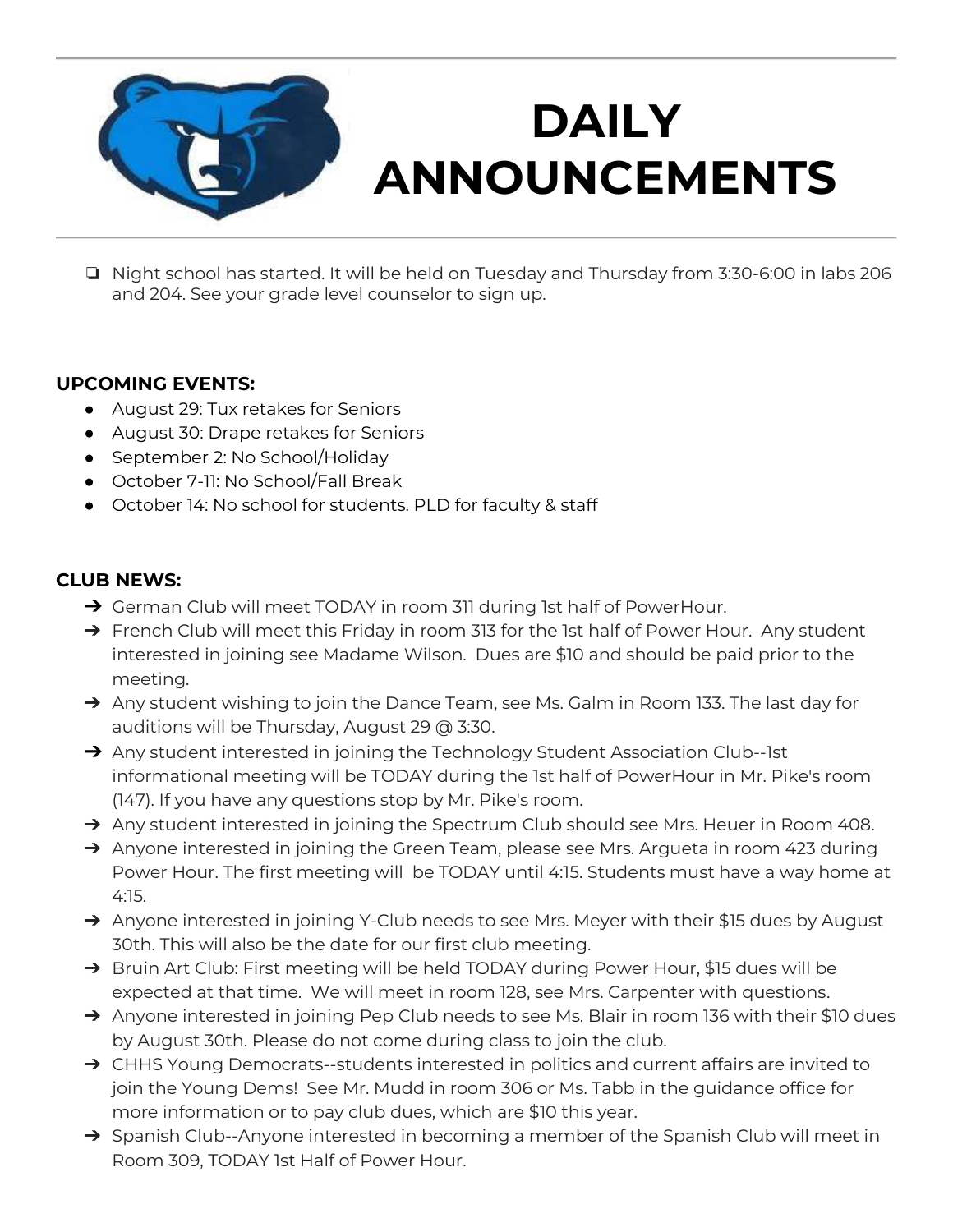# DAILY ANNOUNCEMENTS

- Night school has started. It will be held on Tuesday and Thursday from 3:30-6:00 in labs 206 and 204. See your grade level counselor to sign up.

**UPCOMING EVENTS:**

- August 29: Tux retakes for Seniors
- August 30: Drape retakes for Seniors
- September 2: No School/Holiday
- October 7-11: No School/Fall Break
- October 14: No school for students. PLD for faculty & staff

**CLUB NEWS:**

- German Club will meet TODAY in room 311 during 1st half of PowerHour.
- French Club will meet this Friday in room 313 for the 1st half of Power Hour. Any student interested in joining see Madame Wilson. Dues are $10 and should be paid prior to the meeting.
- Any student wishing to join the Dance Team, see Ms. Galm in Room 133. The last day for auditions will be Thursday, August 29 @ 3:30.
- Any student interested in joining the Technology Student Association Club--1st informational meeting will be TODAY during the 1st half of PowerHour in Mr. Pike's room (147). If you have any questions stop by Mr. Pike's room.
- Any student interested in joining the Spectrum Club should see Mrs. Heuer in Room 408.
- Anyone interested in joining the Green Team, please see Mrs. Argueta in room 423 during Power Hour. The first meeting will be TODAY until 4:15. Students must have a way home at 4:15.
- Anyone interested in joining Y-Club needs to see Mrs. Meyer with their $15 dues by August 30th. This will also be the date for our first club meeting.
- Bruin Art Club: First meeting will be held TODAY during Power Hour, $15 dues will be expected at that time. We will meet in room 128, see Mrs. Carpenter with questions.
- Anyone interested in joining Pep Club needs to see Ms. Blair in room 136 with their $10 dues by August 30th. Please do not come during class to join the club.
- CHHS Young Democrats--students interested in politics and current affairs are invited to join the Young Dems! See Mr. Mudd in room 306 or Ms. Tabb in the guidance office for more information or to pay club dues, which are $10 this year.
- Spanish Club--Anyone interested in becoming a member of the Spanish Club will meet in Room 309, TODAY 1st Half of Power Hour.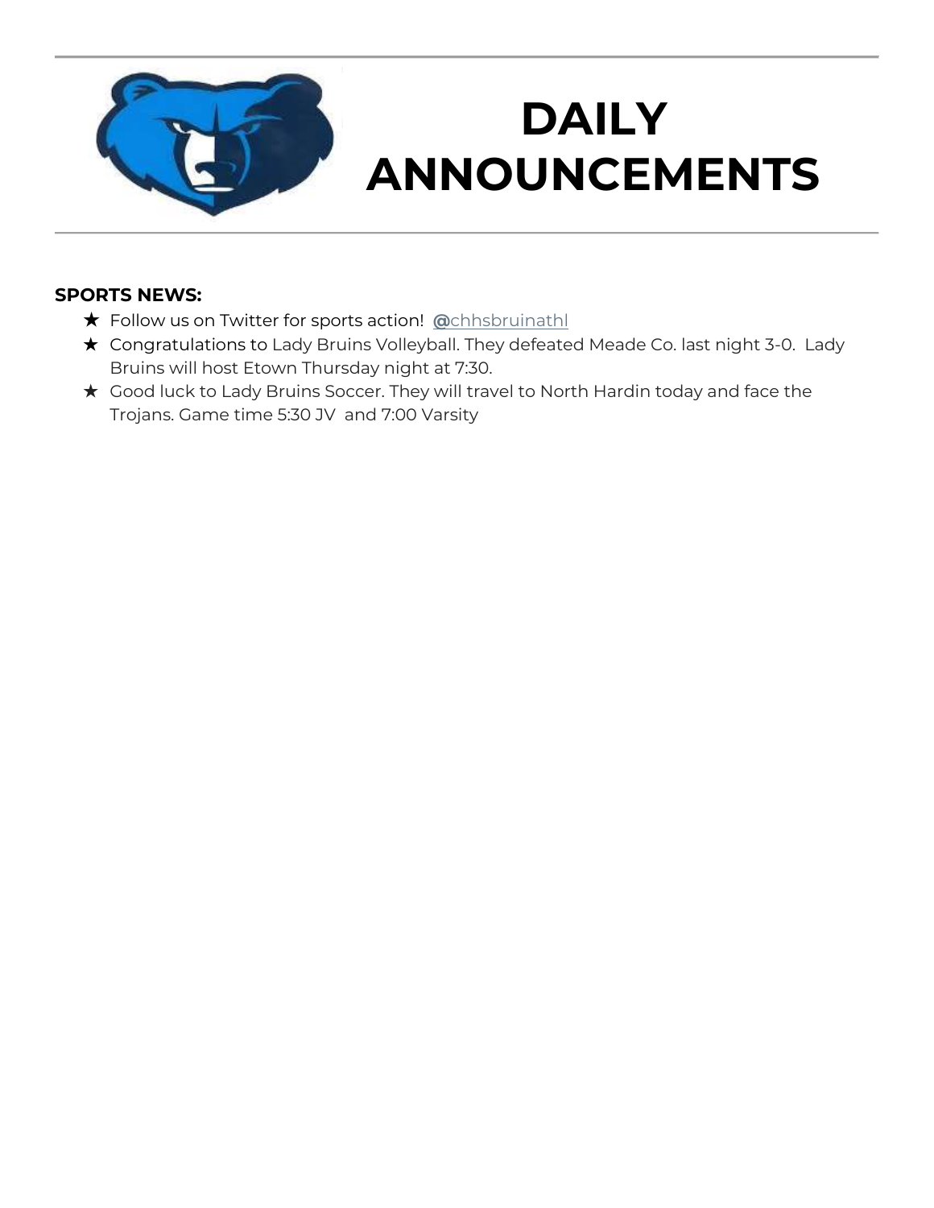# DAILY ANNOUNCEMENTS

**SPORTS NEWS:**

- Follow us on Twitter for sports action! @chhsbruinathl
- Congratulations to Lady Bruins Volleyball. They defeated Meade Co. last night 3-0. Lady Bruins will host Etown Thursday night at 7:30.
- Good luck to Lady Bruins Soccer. They will travel to North Hardin today and face the Trojans. Game time 5:30 JV and 7:00 Varsity